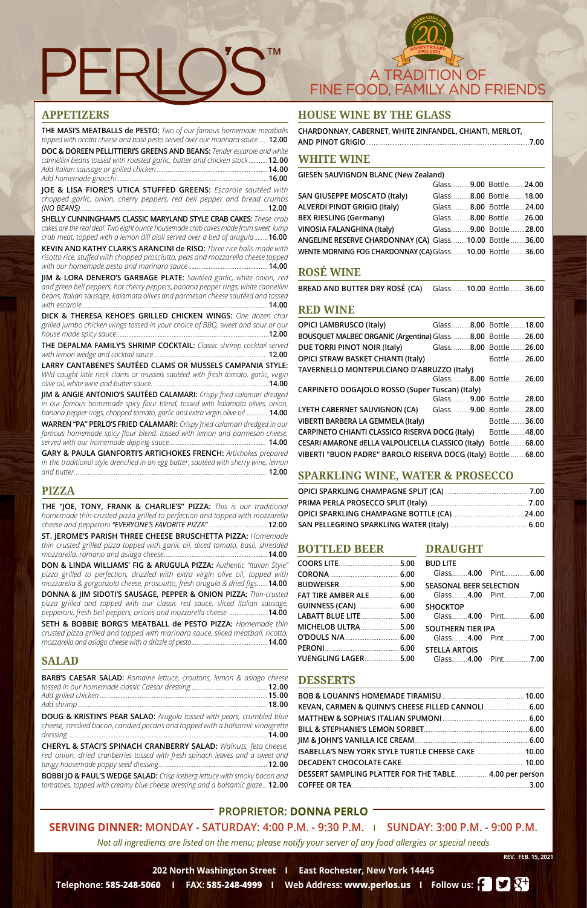# PERLO'S™

CELEBRATING OUR 20th ANNIVERSARY 2001-2021

A TRADITION OF FINE FOOD, FAMILY AND FRIENDS

## APPETIZERS

**THE MASI'S MEATBALLS de PESTO:** *Two of our famous homemade meatballs topped with ricotta cheese and basil pesto served over our marinara sauce* ..... **12.00**

**DOC & DOREEN PELLITTIERI'S GREENS AND BEANS:** *Tender escarole and white cannellini beans tossed with roasted garlic, butter and chicken stock* .......... **12.00**
*Add Italian sausage or grilled chicken* .......... **14.00**
*Add homemade gnocchi* .......... **16.00**

**JOE & LISA FIORE'S UTICA STUFFED GREENS:** *Escarole sautéed with chopped garlic, onion, cherry peppers, red bell pepper and bread crumbs (NO BEANS)* .......... **12.00**

**SHELLY CUNNINGHAM'S CLASSIC MARYLAND STYLE CRAB CAKES:** *These crab cakes are the real deal. Two eight ounce housemade crab cakes made from sweet lump crab meat, topped with a lemon dill aioli served over a bed of arugula* .......... **16.00**

**KEVIN AND KATHY CLARK'S ARANCINI de RISO:** *Three rice balls made with risotto rice, stuffed with chopped prosciutto, peas and mozzarella cheese topped with our homemade pesto and marinara sauce* .......... **14.00**

**JIM & LORA DENERO'S GARBAGE PLATE:** *Sautéed garlic, white onion, red and green bell peppers, hot cherry peppers, banana pepper rings, white cannellini beans, Italian sausage, kalamata olives and parmesan cheese sautéed and tossed with escarole* .......... **14.00**

**DICK & THERESA KEHOE'S GRILLED CHICKEN WINGS:** *One dozen char grilled jumbo chicken wings tossed in your choice of BBQ, sweet and sour or our house made spicy sauce* .......... **12.00**

**THE DEPALMA FAMILY'S SHRIMP COCKTAIL:** *Classic shrimp cocktail served with lemon wedge and cocktail sauce* .......... **12.00**

**LARRY CANTABENE'S SAUTÉED CLAMS OR MUSSELS CAMPANIA STYLE:** *Wild caught little neck clams or mussels sautéed with fresh tomato, garlic, virgin olive oil, white wine and butter sauce* .......... **14.00**

**JIM & ANGIE ANTONIO'S SAUTÉED CALAMARI:** *Crispy fried calamari dredged in our famous homemade spicy flour blend, tossed with kalamata olives, onion, banana pepper rings, chopped tomato, garlic and extra virgin olive oil* .......... **14.00**

**WARREN "PA" PERLO'S FRIED CALAMARI:** *Crispy fried calamari dredged in our famous homemade spicy flour blend, tossed with lemon and parmesan cheese, served with our homemade dipping sauce* .......... **14.00**

**GARY & PAULA GIANFORTI'S ARTICHOKES FRENCH:** *Artichokes prepared in the traditional style drenched in an egg batter, sautéed with sherry wine, lemon and butter* .......... **12.00**

## PIZZA

**THE "JOE, TONY, FRANK & CHARLIE'S" PIZZA:** *This is our traditional homemade thin-crusted pizza grilled to perfection and topped with mozzarella cheese and pepperoni "EVERYONE'S FAVORITE PIZZA"* .......... **12.00**

**ST. JEROME'S PARISH THREE CHEESE BRUSCHETTA PIZZA:** *Homemade thin crusted grilled pizza topped with garlic oil, diced tomato, basil, shredded mozzarella, romano and asiago cheese* .......... **14.00**

**DON & LINDA WILLIAMS' FIG & ARUGULA PIZZA:** *Authentic "Italian Style" pizza grilled to perfection, drizzled with extra virgin olive oil, topped with mozzarella & gorgonzola cheese, prosciutto, fresh arugula & dried figs* ...... **14.00**

**DONNA & JIM SIDOTI'S SAUSAGE, PEPPER & ONION PIZZA:** *Thin-crusted pizza grilled and topped with our classic red sauce, sliced Italian sausage, pepperoni, fresh bell peppers, onions and mozzarella cheese* .......... **14.00**

**SETH & BOBBIE BORG'S MEATBALL de PESTO PIZZA:** *Homemade thin crusted pizza grilled and topped with marinara sauce, sliced meatball, ricotta, mozzarella and asiago cheese with a drizzle of pesto* .......... **14.00**

## SALAD

**BARB'S CAESAR SALAD:** *Romaine lettuce, croutons, lemon & asiago cheese tossed in our homemade classic Caesar dressing* .......... **12.00**
*Add grilled chicken* .......... **15.00**
*Add shrimp* .......... **18.00**

**DOUG & KRISTIN'S PEAR SALAD:** *Arugula tossed with pears, crumbled blue cheese, smoked bacon, candied pecans and topped with a balsamic vinaigrette dressing* .......... **14.00**

**CHERYL & STACI'S SPINACH CRANBERRY SALAD:** *Walnuts, feta cheese, red onion, dried cranberries tossed with fresh spinach leaves and a sweet and tangy housemade poppy seed dressing* .......... **12.00**

**BOBBI JO & PAUL'S WEDGE SALAD:** *Crisp iceberg lettuce with smoky bacon and tomatoes, topped with creamy blue cheese dressing and a balsamic glaze* ... **12.00**

## HOUSE WINE BY THE GLASS

CHARDONNAY, CABERNET, WHITE ZINFANDEL, CHIANTI, MERLOT, AND PINOT GRIGIO .......... **7.00**

## WHITE WINE

| Wine | Glass | Bottle |
|---|---|---|
| GIESEN SAUVIGNON BLANC (New Zealand) | 9.00 | 24.00 |
| SAN GIUSEPPE MOSCATO (Italy) | 8.00 | 18.00 |
| ALVERDI PINOT GRIGIO (Italy) | 8.00 | 24.00 |
| BEX RIESLING (Germany) | 8.00 | 26.00 |
| VINOSIA FALANGHINA (Italy) | 9.00 | 28.00 |
| ANGELINE RESERVE CHARDONNAY (CA) | 10.00 | 36.00 |
| WENTE MORNING FOG CHARDONNAY (CA) | 10.00 | 36.00 |

## ROSÉ WINE

| Wine | Glass | Bottle |
|---|---|---|
| BREAD AND BUTTER DRY ROSÉ (CA) | 10.00 | 36.00 |

## RED WINE

| Wine | Glass | Bottle |
|---|---|---|
| OPICI LAMBRUSCO (Italy) | 8.00 | 18.00 |
| BOUSQUET MALBEC ORGANIC (Argentina) | 8.00 | 26.00 |
| DUE TORRI PINOT NOIR (Italy) | 8.00 | 26.00 |
| OPICI STRAW BASKET CHIANTI (Italy) | | 26.00 |
| TAVERNELLO MONTEPULCIANO D'ABRUZZO (Italy) | 8.00 | 26.00 |
| CARPINETO DOGAJOLO ROSSO (Super Tuscan) (Italy) | 9.00 | 28.00 |
| LYETH CABERNET SAUVIGNON (CA) | 9.00 | 28.00 |
| VIBERTI BARBERA LA GEMMELA (Italy) | | 36.00 |
| CARPINETO CHIANTI CLASSICO RISERVA DOCG (Italy) | | 48.00 |
| CESARI AMARONE dELLA VALPOLICELLA CLASSICO (Italy) | | 68.00 |
| VIBERTI "BUON PADRE" BAROLO RISERVA DOCG (Italy) | | 68.00 |

## SPARKLING WINE, WATER & PROSECCO

OPICI SPARKLING CHAMPAGNE SPLIT (CA) .......... **7.00**
PRIMA PERLA PROSECCO SPLIT (Italy) .......... **7.00**
OPICI SPARKLING CHAMPAGNE BOTTLE (CA) .......... **24.00**
SAN PELLEGRINO SPARKLING WATER (Italy) .......... **6.00**

## BOTTLED BEER

| Beer | Price |
|---|---|
| COORS LITE | 5.00 |
| CORONA | 6.00 |
| BUDWEISER | 5.00 |
| FAT TIRE AMBER ALE | 6.00 |
| GUINNESS (CAN) | 6.00 |
| LABATT BLUE LITE | 5.00 |
| MICHELOB ULTRA | 5.00 |
| O'DOULS N/A | 6.00 |
| PERONI | 6.00 |
| YUENGLING LAGER | 5.00 |

## DRAUGHT

| Beer | Glass | Pint |
|---|---|---|
| BUD LITE | 4.00 | 6.00 |
| SEASONAL BEER SELECTION | 4.00 | 7.00 |
| SHOCKTOP | 4.00 | 6.00 |
| SOUTHERN TIER IPA | 4.00 | 7.00 |
| STELLA ARTOIS | 4.00 | 7.00 |

## DESSERTS

BOB & LOUANN'S HOMEMADE TIRAMISU .......... **10.00**
KEVAN, CARMEN & QUINN'S CHEESE FILLED CANNOLI .......... **6.00**
MATTHEW & SOPHIA'S ITALIAN SPUMONI .......... **6.00**
BILL & STEPHANIE'S LEMON SORBET .......... **6.00**
JIM & JOHN'S VANILLA ICE CREAM .......... **6.00**
ISABELLA'S NEW YORK STYLE TURTLE CHEESE CAKE .......... **10.00**
DECADENT CHOCOLATE CAKE .......... **10.00**
DESSERT SAMPLING PLATTER FOR THE TABLE .......... **4.00 per person**
COFFEE OR TEA .......... **3.00**

PROPRIETOR: **DONNA PERLO**

**SERVING DINNER:** MONDAY - SATURDAY: 4:00 P.M. - 9:30 P.M. | SUNDAY: 3:00 P.M. - 9:00 P.M.

*Not all ingredients are listed on the menu; please notify your server of any food allergies or special needs*

REV. FEB. 15, 2021

**202 North Washington Street | East Rochester, New York 14445**

**Telephone: 585-248-5060 | FAX: 585-248-4999 | Web Address: www.perlos.us | Follow us:**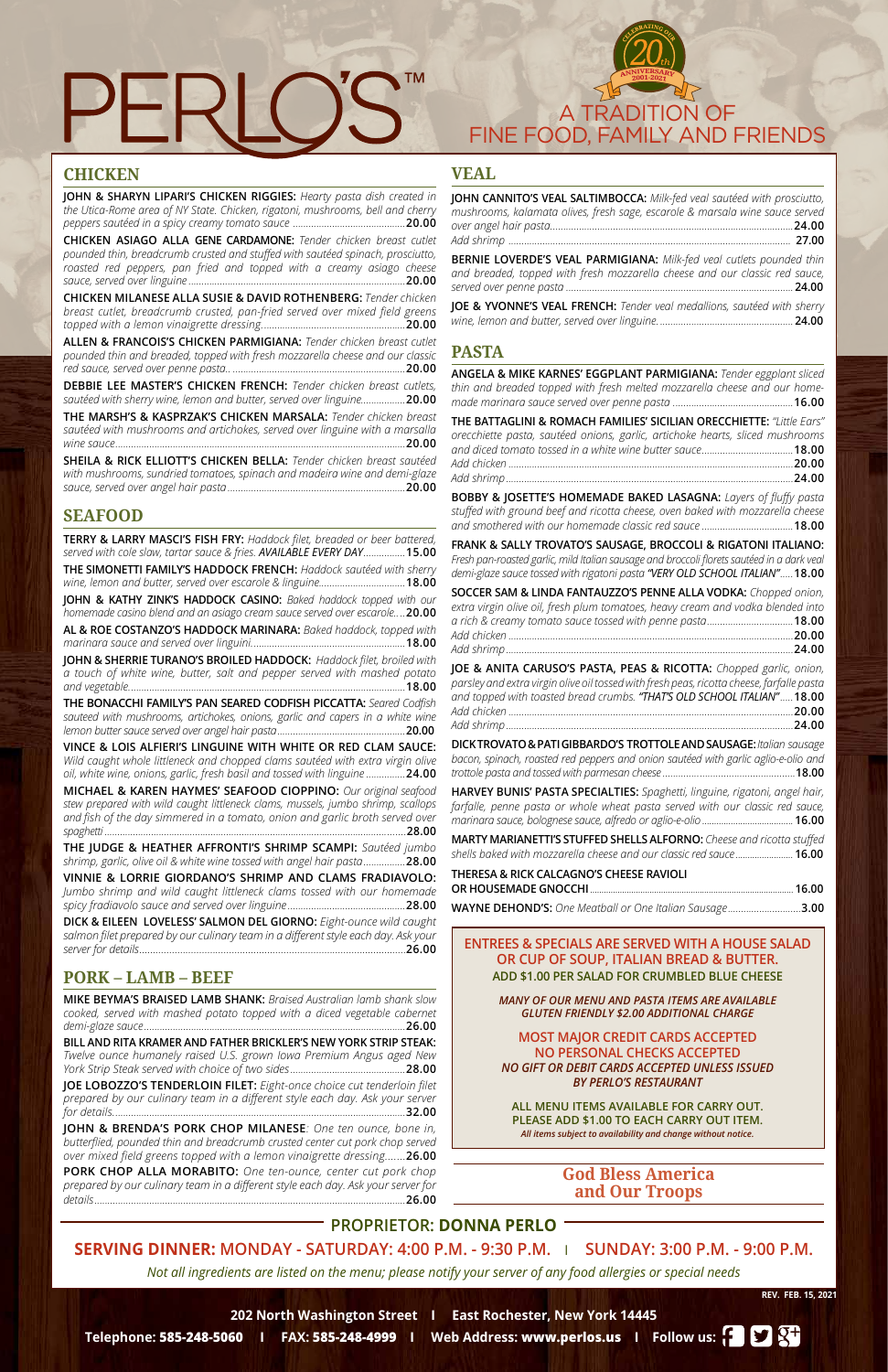# PERLO'S™

CELEBRATING OUR 20th ANNIVERSARY 2001-2021

A TRADITION OF FINE FOOD, FAMILY AND FRIENDS

## CHICKEN

**JOHN & SHARYN LIPARI'S CHICKEN RIGGIES:** *Hearty pasta dish created in the Utica-Rome area of NY State. Chicken, rigatoni, mushrooms, bell and cherry peppers sautéed in a spicy creamy tomato sauce* **20.00**

**CHICKEN ASIAGO ALLA GENE CARDAMONE:** *Tender chicken breast cutlet pounded thin, breadcrumb crusted and stuffed with sautéed spinach, prosciutto, roasted red peppers, pan fried and topped with a creamy asiago cheese sauce, served over linguine* **20.00**

**CHICKEN MILANESE ALLA SUSIE & DAVID ROTHENBERG:** *Tender chicken breast cutlet, breadcrumb crusted, pan-fried served over mixed field greens topped with a lemon vinaigrette dressing* **20.00**

**ALLEN & FRANCOIS'S CHICKEN PARMIGIANA:** *Tender chicken breast cutlet pounded thin and breaded, topped with fresh mozzarella cheese and our classic red sauce, served over penne pasta* **20.00**

**DEBBIE LEE MASTER'S CHICKEN FRENCH:** *Tender chicken breast cutlets, sautéed with sherry wine, lemon and butter, served over linguine* **20.00**

**THE MARSH'S & KASPRZAK'S CHICKEN MARSALA:** *Tender chicken breast sautéed with mushrooms and artichokes, served over linguine with a marsalla wine sauce* **20.00**

**SHEILA & RICK ELLIOTT'S CHICKEN BELLA:** *Tender chicken breast sautéed with mushrooms, sundried tomatoes, spinach and madeira wine and demi-glaze sauce, served over angel hair pasta* **20.00**

## SEAFOOD

**TERRY & LARRY MASCI'S FISH FRY:** *Haddock filet, breaded or beer battered, served with cole slaw, tartar sauce & fries.* ***AVAILABLE EVERY DAY*** **15.00**

**THE SIMONETTI FAMILY'S HADDOCK FRENCH:** *Haddock sautéed with sherry wine, lemon and butter, served over escarole & linguine* **18.00**

**JOHN & KATHY ZINK'S HADDOCK CASINO:** *Baked haddock topped with our homemade casino blend and an asiago cream sauce served over escarole* **20.00**

**AL & ROE COSTANZO'S HADDOCK MARINARA:** *Baked haddock, topped with marinara sauce and served over linguini* **18.00**

**JOHN & SHERRIE TURANO'S BROILED HADDOCK:** *Haddock filet, broiled with a touch of white wine, butter, salt and pepper served with mashed potato and vegetable* **18.00**

**THE BONACCHI FAMILY'S PAN SEARED CODFISH PICCATTA:** *Seared Codfish sauteed with mushrooms, artichokes, onions, garlic and capers in a white wine lemon butter sauce served over angel hair pasta* **20.00**

**VINCE & LOIS ALFIERI'S LINGUINE WITH WHITE OR RED CLAM SAUCE:** *Wild caught whole littleneck and chopped clams sautéed with extra virgin olive oil, white wine, onions, garlic, fresh basil and tossed with linguine* **24.00**

**MICHAEL & KAREN HAYMES' SEAFOOD CIOPPINO:** *Our original seafood stew prepared with wild caught littleneck clams, mussels, jumbo shrimp, scallops and fish of the day simmered in a tomato, onion and garlic broth served over spaghetti* **28.00**

**THE JUDGE & HEATHER AFFRONTI'S SHRIMP SCAMPI:** *Sautéed jumbo shrimp, garlic, olive oil & white wine tossed with angel hair pasta* **28.00**

**VINNIE & LORRIE GIORDANO'S SHRIMP AND CLAMS FRADIAVOLO:** *Jumbo shrimp and wild caught littleneck clams tossed with our homemade spicy fradiavolo sauce and served over linguine* **28.00**

**DICK & EILEEN LOVELESS' SALMON DEL GIORNO:** *Eight-ounce wild caught salmon filet prepared by our culinary team in a different style each day. Ask your server for details* **26.00**

## PORK – LAMB – BEEF

**MIKE BEYMA'S BRAISED LAMB SHANK:** *Braised Australian lamb shank slow cooked, served with mashed potato topped with a diced vegetable cabernet demi-glaze sauce* **26.00**

**BILL AND RITA KRAMER AND FATHER BRICKLER'S NEW YORK STRIP STEAK:** *Twelve ounce humanely raised U.S. grown Iowa Premium Angus aged New York Strip Steak served with choice of two sides* **28.00**

**JOE LOBOZZO'S TENDERLOIN FILET:** *Eight-once choice cut tenderloin filet prepared by our culinary team in a different style each day. Ask your server for details* **32.00**

**JOHN & BRENDA'S PORK CHOP MILANESE**: *One ten ounce, bone in, butterflied, pounded thin and breadcrumb crusted center cut pork chop served over mixed field greens topped with a lemon vinaigrette dressing* **26.00**

**PORK CHOP ALLA MORABITO:** *One ten-ounce, center cut pork chop prepared by our culinary team in a different style each day. Ask your server for details* **26.00**

## VEAL

**JOHN CANNITO'S VEAL SALTIMBOCCA:** *Milk-fed veal sautéed with prosciutto, mushrooms, kalamata olives, fresh sage, escarole & marsala wine sauce served over angel hair pasta* **24.00**
*Add shrimp* **27.00**

**BERNIE LOVERDE'S VEAL PARMIGIANA:** *Milk-fed veal cutlets pounded thin and breaded, topped with fresh mozzarella cheese and our classic red sauce, served over penne pasta* **24.00**

**JOE & YVONNE'S VEAL FRENCH:** *Tender veal medallions, sautéed with sherry wine, lemon and butter, served over linguine* **24.00**

## PASTA

**ANGELA & MIKE KARNES' EGGPLANT PARMIGIANA:** *Tender eggplant sliced thin and breaded topped with fresh melted mozzarella cheese and our homemade marinara sauce served over penne pasta* **16.00**

**THE BATTAGLINI & ROMACH FAMILIES' SICILIAN ORECCHIETTE:** *"Little Ears" orecchiette pasta, sautéed onions, garlic, artichoke hearts, sliced mushrooms and diced tomato tossed in a white wine butter sauce* **18.00**
*Add chicken* **20.00**
*Add shrimp* **24.00**

**BOBBY & JOSETTE'S HOMEMADE BAKED LASAGNA:** *Layers of fluffy pasta stuffed with ground beef and ricotta cheese, oven baked with mozzarella cheese and smothered with our homemade classic red sauce* **18.00**

**FRANK & SALLY TROVATO'S SAUSAGE, BROCCOLI & RIGATONI ITALIANO:** *Fresh pan-roasted garlic, mild Italian sausage and broccoli florets sautéed in a dark veal demi-glaze sauce tossed with rigatoni pasta* ***"VERY OLD SCHOOL ITALIAN"*** **18.00**

**SOCCER SAM & LINDA FANTAUZZO'S PENNE ALLA VODKA:** *Chopped onion, extra virgin olive oil, fresh plum tomatoes, heavy cream and vodka blended into a rich & creamy tomato sauce tossed with penne pasta* **18.00**
*Add chicken* **20.00**
*Add shrimp* **24.00**

**JOE & ANITA CARUSO'S PASTA, PEAS & RICOTTA:** *Chopped garlic, onion, parsley and extra virgin olive oil tossed with fresh peas, ricotta cheese, farfalle pasta and topped with toasted bread crumbs.* ***"THAT'S OLD SCHOOL ITALIAN"*** **18.00**
*Add chicken* **20.00**
*Add shrimp* **24.00**

**DICK TROVATO & PATI GIBBARDO'S TROTTOLE AND SAUSAGE:** *Italian sausage bacon, spinach, roasted red peppers and onion sautéed with garlic aglio-e-olio and trottole pasta and tossed with parmesan cheese* **18.00**

**HARVEY BUNIS' PASTA SPECIALTIES:** *Spaghetti, linguine, rigatoni, angel hair, farfalle, penne pasta or whole wheat pasta served with our classic red sauce, marinara sauce, bolognese sauce, alfredo or aglio-e-olio* **16.00**

**MARTY MARIANETTI'S STUFFED SHELLS ALFORNO:** *Cheese and ricotta stuffed shells baked with mozzarella cheese and our classic red sauce* **16.00**

**THERESA & RICK CALCAGNO'S CHEESE RAVIOLI OR HOUSEMADE GNOCCHI** **16.00**

**WAYNE DEHOND'S:** *One Meatball or One Italian Sausage* **3.00**

**ENTREES & SPECIALS ARE SERVED WITH A HOUSE SALAD OR CUP OF SOUP, ITALIAN BREAD & BUTTER.**
**ADD $1.00 PER SALAD FOR CRUMBLED BLUE CHEESE**

***MANY OF OUR MENU AND PASTA ITEMS ARE AVAILABLE GLUTEN FRIENDLY $2.00 ADDITIONAL CHARGE***

**MOST MAJOR CREDIT CARDS ACCEPTED**
**NO PERSONAL CHECKS ACCEPTED**
***NO GIFT OR DEBIT CARDS ACCEPTED UNLESS ISSUED BY PERLO'S RESTAURANT***

**ALL MENU ITEMS AVAILABLE FOR CARRY OUT. PLEASE ADD $1.00 TO EACH CARRY OUT ITEM.**
***All items subject to availability and change without notice.***

**God Bless America and Our Troops**

**PROPRIETOR: DONNA PERLO**

**SERVING DINNER:** MONDAY - SATURDAY: 4:00 P.M. - 9:30 P.M. | SUNDAY: 3:00 P.M. - 9:00 P.M.

*Not all ingredients are listed on the menu; please notify your server of any food allergies or special needs*

REV. FEB. 15, 2021

**202 North Washington Street | East Rochester, New York 14445**

**Telephone: 585-248-5060 | FAX: 585-248-4999 | Web Address: www.perlos.us | Follow us:**